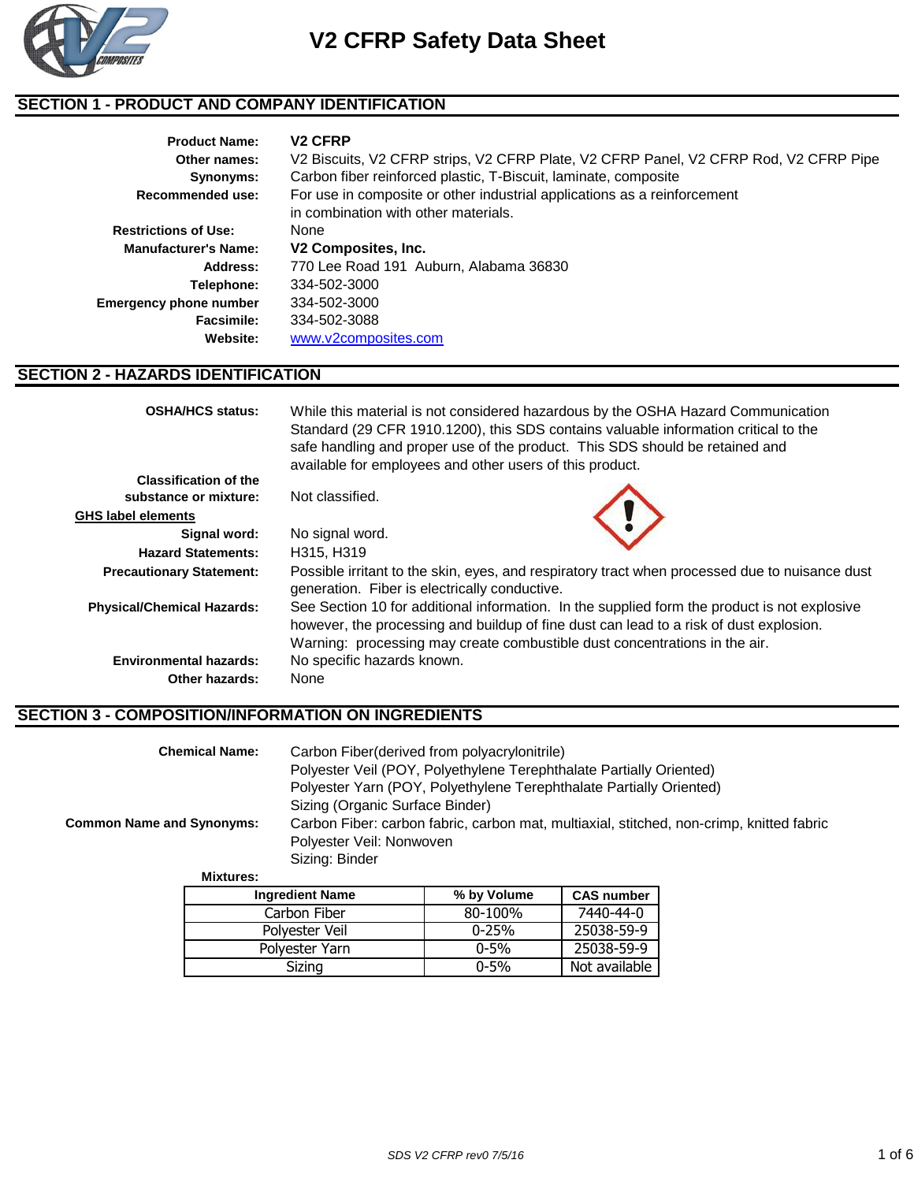# V2 CFRP Safety Data Sheet

## SECTION 1 - PRODUCT AND COMPANY IDENTIFICATION

**Product Name:** **V2 CFRP**

**Other names:** V2 Biscuits, V2 CFRP strips, V2 CFRP Plate, V2 CFRP Panel, V2 CFRP Rod, V2 CFRP Pipe

**Synonyms:** Carbon fiber reinforced plastic, T-Biscuit, laminate, composite

**Recommended use:** For use in composite or other industrial applications as a reinforcement in combination with other materials.

**Restrictions of Use:** None

**Manufacturer's Name:** **V2 Composites, Inc.**

**Address:** 770 Lee Road 191 Auburn, Alabama 36830

**Telephone:** 334-502-3000

**Emergency phone number** 334-502-3000

**Facsimile:** 334-502-3088

**Website:** www.v2composites.com

## SECTION 2 - HAZARDS IDENTIFICATION

**OSHA/HCS status:** While this material is not considered hazardous by the OSHA Hazard Communication Standard (29 CFR 1910.1200), this SDS contains valuable information critical to the safe handling and proper use of the product. This SDS should be retained and available for employees and other users of this product.

**Classification of the substance or mixture:** Not classified.

**GHS label elements**

**Signal word:** No signal word.

**Hazard Statements:** H315, H319

**Precautionary Statement:** Possible irritant to the skin, eyes, and respiratory tract when processed due to nuisance dust generation. Fiber is electrically conductive.

**Physical/Chemical Hazards:** See Section 10 for additional information. In the supplied form the product is not explosive however, the processing and buildup of fine dust can lead to a risk of dust explosion. Warning: processing may create combustible dust concentrations in the air.

**Environmental hazards:** No specific hazards known.

**Other hazards:** None

## SECTION 3 - COMPOSITION/INFORMATION ON INGREDIENTS

**Chemical Name:**
Carbon Fiber(derived from polyacrylonitrile)
Polyester Veil (POY, Polyethylene Terephthalate Partially Oriented)
Polyester Yarn (POY, Polyethylene Terephthalate Partially Oriented)
Sizing (Organic Surface Binder)

**Common Name and Synonyms:**
Carbon Fiber: carbon fabric, carbon mat, multiaxial, stitched, non-crimp, knitted fabric
Polyester Veil: Nonwoven
Sizing: Binder

**Mixtures:**

| Ingredient Name | % by Volume | CAS number |
|---|---|---|
| Carbon Fiber | 80-100% | 7440-44-0 |
| Polyester Veil | 0-25% | 25038-59-9 |
| Polyester Yarn | 0-5% | 25038-59-9 |
| Sizing | 0-5% | Not available |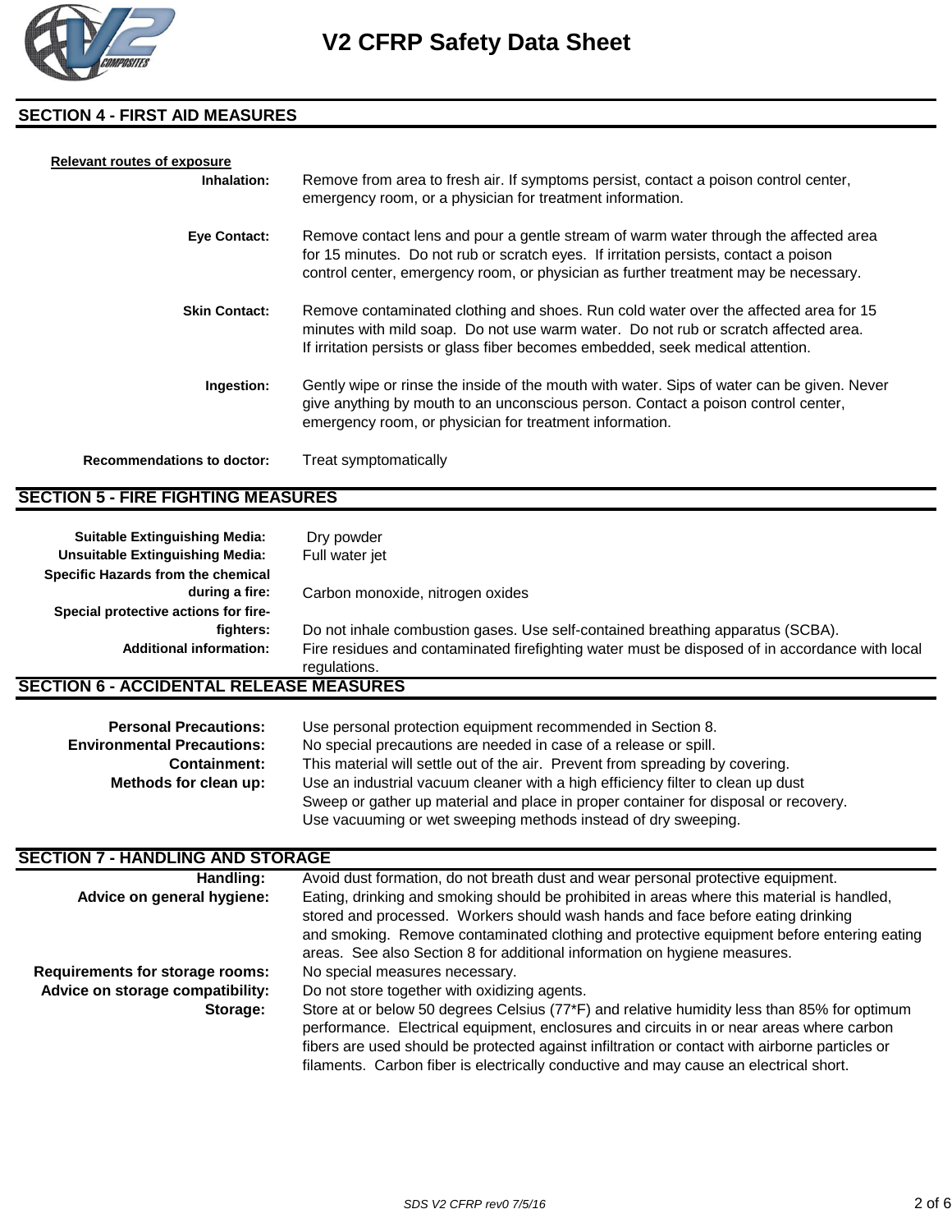## SECTION 4 - FIRST AID MEASURES

**Relevant routes of exposure**

**Inhalation:** Remove from area to fresh air. If symptoms persist, contact a poison control center, emergency room, or a physician for treatment information.

**Eye Contact:** Remove contact lens and pour a gentle stream of warm water through the affected area for 15 minutes. Do not rub or scratch eyes. If irritation persists, contact a poison control center, emergency room, or physician as further treatment may be necessary.

**Skin Contact:** Remove contaminated clothing and shoes. Run cold water over the affected area for 15 minutes with mild soap. Do not use warm water. Do not rub or scratch affected area. If irritation persists or glass fiber becomes embedded, seek medical attention.

**Ingestion:** Gently wipe or rinse the inside of the mouth with water. Sips of water can be given. Never give anything by mouth to an unconscious person. Contact a poison control center, emergency room, or physician for treatment information.

**Recommendations to doctor:** Treat symptomatically

## SECTION 5 - FIRE FIGHTING MEASURES

**Suitable Extinguishing Media:** Dry powder

**Unsuitable Extinguishing Media:** Full water jet

**Specific Hazards from the chemical during a fire:** Carbon monoxide, nitrogen oxides

**Special protective actions for fire-fighters:** Do not inhale combustion gases. Use self-contained breathing apparatus (SCBA).

**Additional information:** Fire residues and contaminated firefighting water must be disposed of in accordance with local regulations.

## SECTION 6 - ACCIDENTAL RELEASE MEASURES

**Personal Precautions:** Use personal protection equipment recommended in Section 8.

**Environmental Precautions:** No special precautions are needed in case of a release or spill.

**Containment:** This material will settle out of the air. Prevent from spreading by covering.

**Methods for clean up:** Use an industrial vacuum cleaner with a high efficiency filter to clean up dust
Sweep or gather up material and place in proper container for disposal or recovery.
Use vacuuming or wet sweeping methods instead of dry sweeping.

## SECTION 7 - HANDLING AND STORAGE

**Handling:** Avoid dust formation, do not breath dust and wear personal protective equipment.

**Advice on general hygiene:** Eating, drinking and smoking should be prohibited in areas where this material is handled, stored and processed. Workers should wash hands and face before eating drinking and smoking. Remove contaminated clothing and protective equipment before entering eating areas. See also Section 8 for additional information on hygiene measures.

**Requirements for storage rooms:** No special measures necessary.

**Advice on storage compatibility:** Do not store together with oxidizing agents.

**Storage:** Store at or below 50 degrees Celsius (77*F) and relative humidity less than 85% for optimum performance. Electrical equipment, enclosures and circuits in or near areas where carbon fibers are used should be protected against infiltration or contact with airborne particles or filaments. Carbon fiber is electrically conductive and may cause an electrical short.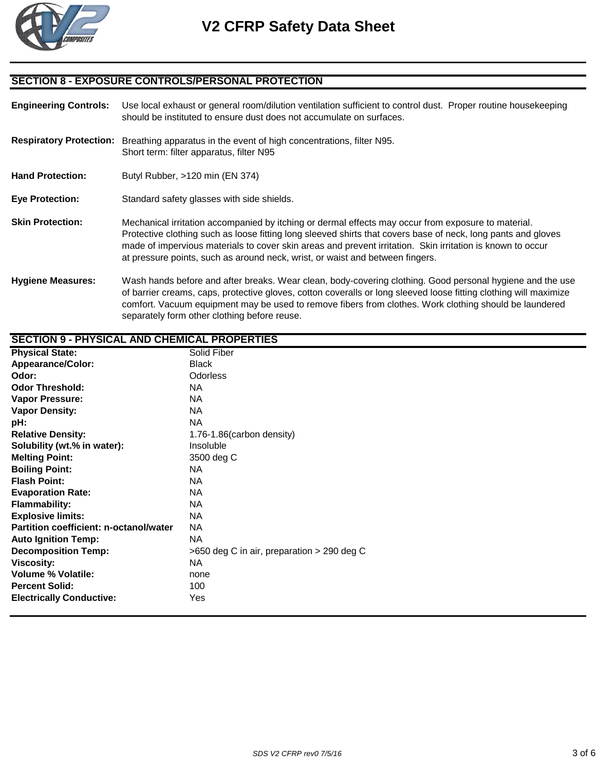## SECTION 8 - EXPOSURE CONTROLS/PERSONAL PROTECTION

**Engineering Controls:** Use local exhaust or general room/dilution ventilation sufficient to control dust. Proper routine housekeeping should be instituted to ensure dust does not accumulate on surfaces.

**Respiratory Protection:** Breathing apparatus in the event of high concentrations, filter N95.
Short term: filter apparatus, filter N95

**Hand Protection:** Butyl Rubber, >120 min (EN 374)

**Eye Protection:** Standard safety glasses with side shields.

**Skin Protection:** Mechanical irritation accompanied by itching or dermal effects may occur from exposure to material. Protective clothing such as loose fitting long sleeved shirts that covers base of neck, long pants and gloves made of impervious materials to cover skin areas and prevent irritation. Skin irritation is known to occur at pressure points, such as around neck, wrist, or waist and between fingers.

**Hygiene Measures:** Wash hands before and after breaks. Wear clean, body-covering clothing. Good personal hygiene and the use of barrier creams, caps, protective gloves, cotton coveralls or long sleeved loose fitting clothing will maximize comfort. Vacuum equipment may be used to remove fibers from clothes. Work clothing should be laundered separately form other clothing before reuse.

## SECTION 9 - PHYSICAL AND CHEMICAL PROPERTIES

| | |
|---|---|
| **Physical State:** | Solid Fiber |
| **Appearance/Color:** | Black |
| **Odor:** | Odorless |
| **Odor Threshold:** | NA |
| **Vapor Pressure:** | NA |
| **Vapor Density:** | NA |
| **pH:** | NA |
| **Relative Density:** | 1.76-1.86(carbon density) |
| **Solubility (wt.% in water):** | Insoluble |
| **Melting Point:** | 3500 deg C |
| **Boiling Point:** | NA |
| **Flash Point:** | NA |
| **Evaporation Rate:** | NA |
| **Flammability:** | NA |
| **Explosive limits:** | NA |
| **Partition coefficient: n-octanol/water** | NA |
| **Auto Ignition Temp:** | NA |
| **Decomposition Temp:** | >650 deg C in air, preparation > 290 deg C |
| **Viscosity:** | NA |
| **Volume % Volatile:** | none |
| **Percent Solid:** | 100 |
| **Electrically Conductive:** | Yes |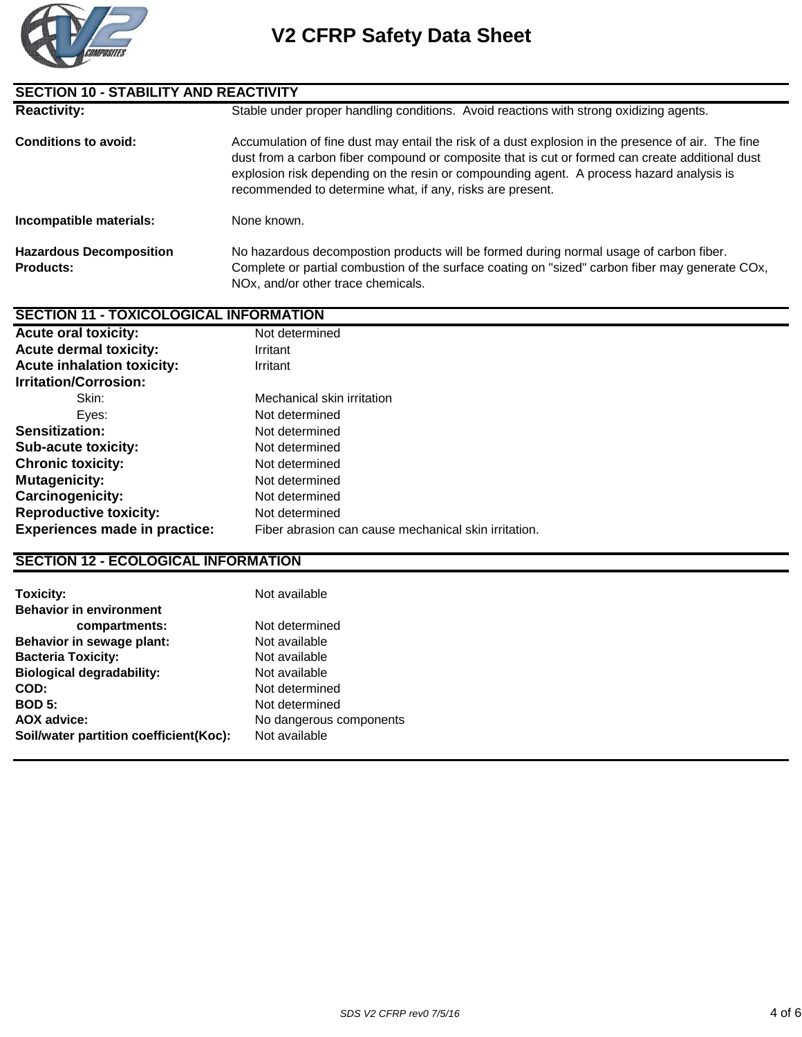## SECTION 10 - STABILITY AND REACTIVITY

| | |
|---|---|
| **Reactivity:** | Stable under proper handling conditions. Avoid reactions with strong oxidizing agents. |
| **Conditions to avoid:** | Accumulation of fine dust may entail the risk of a dust explosion in the presence of air. The fine dust from a carbon fiber compound or composite that is cut or formed can create additional dust explosion risk depending on the resin or compounding agent. A process hazard analysis is recommended to determine what, if any, risks are present. |
| **Incompatible materials:** | None known. |
| **Hazardous Decomposition Products:** | No hazardous decompostion products will be formed during normal usage of carbon fiber. Complete or partial combustion of the surface coating on "sized" carbon fiber may generate COx, NOx, and/or other trace chemicals. |

## SECTION 11 - TOXICOLOGICAL INFORMATION

| | |
|---|---|
| **Acute oral toxicity:** | Not determined |
| **Acute dermal toxicity:** | Irritant |
| **Acute inhalation toxicity:** | Irritant |
| **Irritation/Corrosion:** | |
| Skin: | Mechanical skin irritation |
| Eyes: | Not determined |
| **Sensitization:** | Not determined |
| **Sub-acute toxicity:** | Not determined |
| **Chronic toxicity:** | Not determined |
| **Mutagenicity:** | Not determined |
| **Carcinogenicity:** | Not determined |
| **Reproductive toxicity:** | Not determined |
| **Experiences made in practice:** | Fiber abrasion can cause mechanical skin irritation. |

## SECTION 12 - ECOLOGICAL INFORMATION

| | |
|---|---|
| **Toxicity:** | Not available |
| **Behavior in environment compartments:** | Not determined |
| **Behavior in sewage plant:** | Not available |
| **Bacteria Toxicity:** | Not available |
| **Biological degradability:** | Not available |
| **COD:** | Not determined |
| **BOD 5:** | Not determined |
| **AOX advice:** | No dangerous components |
| **Soil/water partition coefficient(Koc):** | Not available |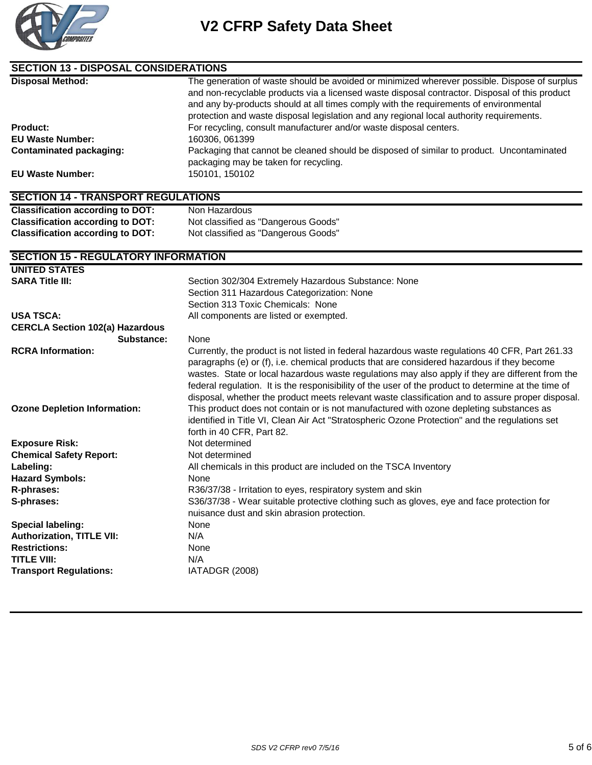# V2 CFRP Safety Data Sheet

## SECTION 13 - DISPOSAL CONSIDERATIONS

| | |
|---|---|
| **Disposal Method:** | The generation of waste should be avoided or minimized wherever possible. Dispose of surplus and non-recyclable products via a licensed waste disposal contractor. Disposal of this product and any by-products should at all times comply with the requirements of environmental protection and waste disposal legislation and any regional local authority requirements. |
| **Product:** | For recycling, consult manufacturer and/or waste disposal centers. |
| **EU Waste Number:** | 160306, 061399 |
| **Contaminated packaging:** | Packaging that cannot be cleaned should be disposed of similar to product. Uncontaminated packaging may be taken for recycling. |
| **EU Waste Number:** | 150101, 150102 |

## SECTION 14 - TRANSPORT REGULATIONS

| | |
|---|---|
| **Classification according to DOT:** | Non Hazardous |
| **Classification according to DOT:** | Not classified as "Dangerous Goods" |
| **Classification according to DOT:** | Not classified as "Dangerous Goods" |

## SECTION 15 - REGULATORY INFORMATION

**UNITED STATES**

| | |
|---|---|
| **SARA Title III:** | Section 302/304 Extremely Hazardous Substance: None<br>Section 311 Hazardous Categorization: None<br>Section 313 Toxic Chemicals: None |
| **USA TSCA:** | All components are listed or exempted. |
| **CERCLA Section 102(a) Hazardous Substance:** | None |
| **RCRA Information:** | Currently, the product is not listed in federal hazardous waste regulations 40 CFR, Part 261.33 paragraphs (e) or (f), i.e. chemical products that are considered hazardous if they become wastes. State or local hazardous waste regulations may also apply if they are different from the federal regulation. It is the responisibility of the user of the product to determine at the time of disposal, whether the product meets relevant waste classification and to assure proper disposal. |
| **Ozone Depletion Information:** | This product does not contain or is not manufactured with ozone depleting substances as identified in Title VI, Clean Air Act "Stratospheric Ozone Protection" and the regulations set forth in 40 CFR, Part 82. |
| **Exposure Risk:** | Not determined |
| **Chemical Safety Report:** | Not determined |
| **Labeling:** | All chemicals in this product are included on the TSCA Inventory |
| **Hazard Symbols:** | None |
| **R-phrases:** | R36/37/38 - Irritation to eyes, respiratory system and skin |
| **S-phrases:** | S36/37/38 - Wear suitable protective clothing such as gloves, eye and face protection for nuisance dust and skin abrasion protection. |
| **Special labeling:** | None |
| **Authorization, TITLE VII:** | N/A |
| **Restrictions:** | None |
| **TITLE VIII:** | N/A |
| **Transport Regulations:** | IATADGR (2008) |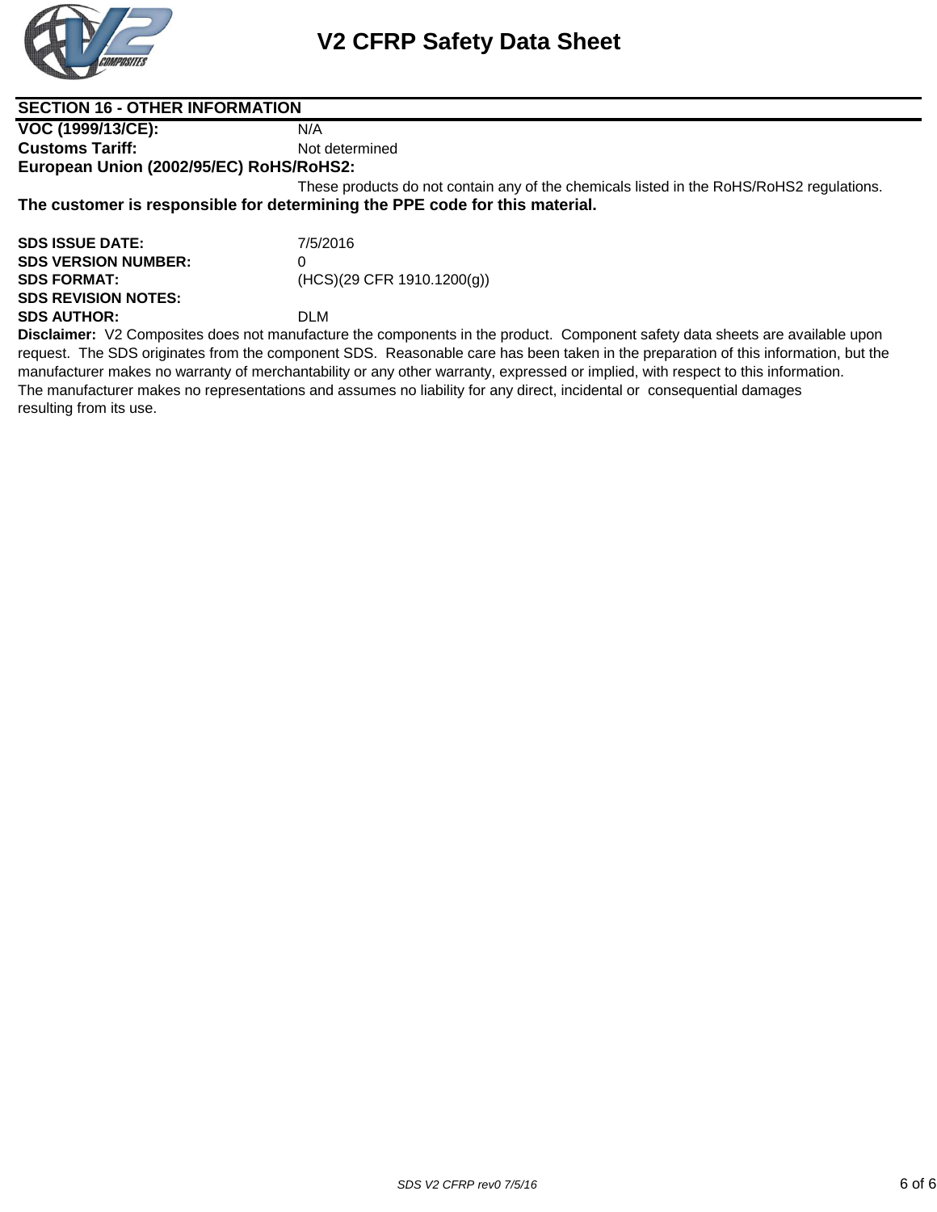## SECTION 16 - OTHER INFORMATION

**VOC (1999/13/CE):** N/A

**Customs Tariff:** Not determined

**European Union (2002/95/EC) RoHS/RoHS2:**

These products do not contain any of the chemicals listed in the RoHS/RoHS2 regulations.

**The customer is responsible for determining the PPE code for this material.**

**SDS ISSUE DATE:** 7/5/2016

**SDS VERSION NUMBER:** 0

**SDS FORMAT:** (HCS)(29 CFR 1910.1200(g))

**SDS REVISION NOTES:**

**SDS AUTHOR:** DLM

**Disclaimer:** V2 Composites does not manufacture the components in the product. Component safety data sheets are available upon request. The SDS originates from the component SDS. Reasonable care has been taken in the preparation of this information, but the manufacturer makes no warranty of merchantability or any other warranty, expressed or implied, with respect to this information. The manufacturer makes no representations and assumes no liability for any direct, incidental or consequential damages resulting from its use.